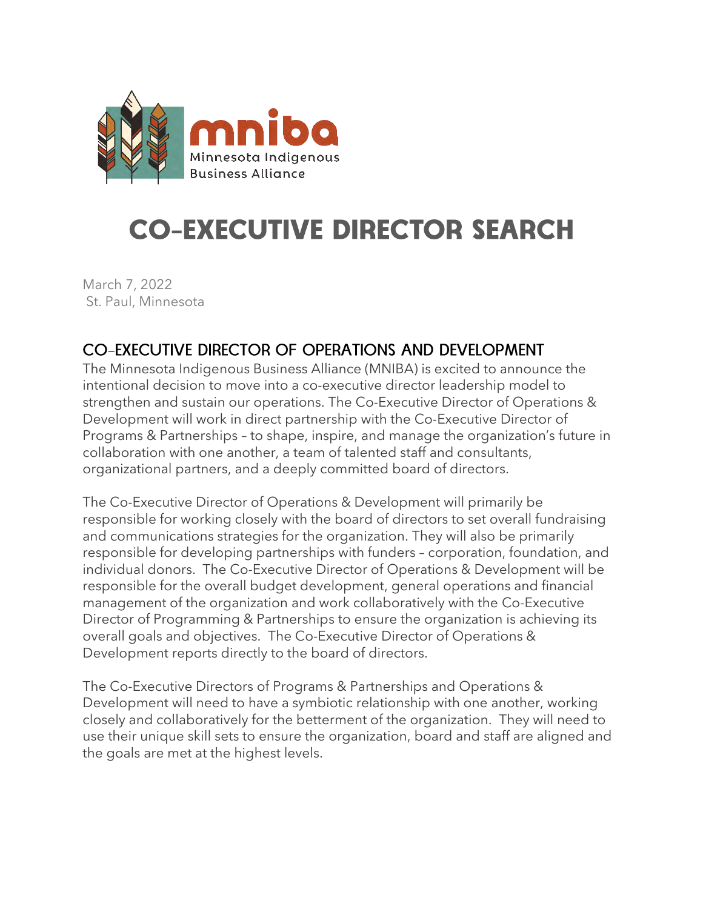mnibа

Minnesota Indigenous Business Alliance

# CO-EXECUTIVE DIRECTOR SEARCH

March 7, 2022
St. Paul, Minnesota

## CO-EXECUTIVE DIRECTOR OF OPERATIONS AND DEVELOPMENT

The Minnesota Indigenous Business Alliance (MNIBA) is excited to announce the intentional decision to move into a co-executive director leadership model to strengthen and sustain our operations. The Co-Executive Director of Operations & Development will work in direct partnership with the Co-Executive Director of Programs & Partnerships – to shape, inspire, and manage the organization's future in collaboration with one another, a team of talented staff and consultants, organizational partners, and a deeply committed board of directors.

The Co-Executive Director of Operations & Development will primarily be responsible for working closely with the board of directors to set overall fundraising and communications strategies for the organization. They will also be primarily responsible for developing partnerships with funders – corporation, foundation, and individual donors. The Co-Executive Director of Operations & Development will be responsible for the overall budget development, general operations and financial management of the organization and work collaboratively with the Co-Executive Director of Programming & Partnerships to ensure the organization is achieving its overall goals and objectives. The Co-Executive Director of Operations & Development reports directly to the board of directors.

The Co-Executive Directors of Programs & Partnerships and Operations & Development will need to have a symbiotic relationship with one another, working closely and collaboratively for the betterment of the organization. They will need to use their unique skill sets to ensure the organization, board and staff are aligned and the goals are met at the highest levels.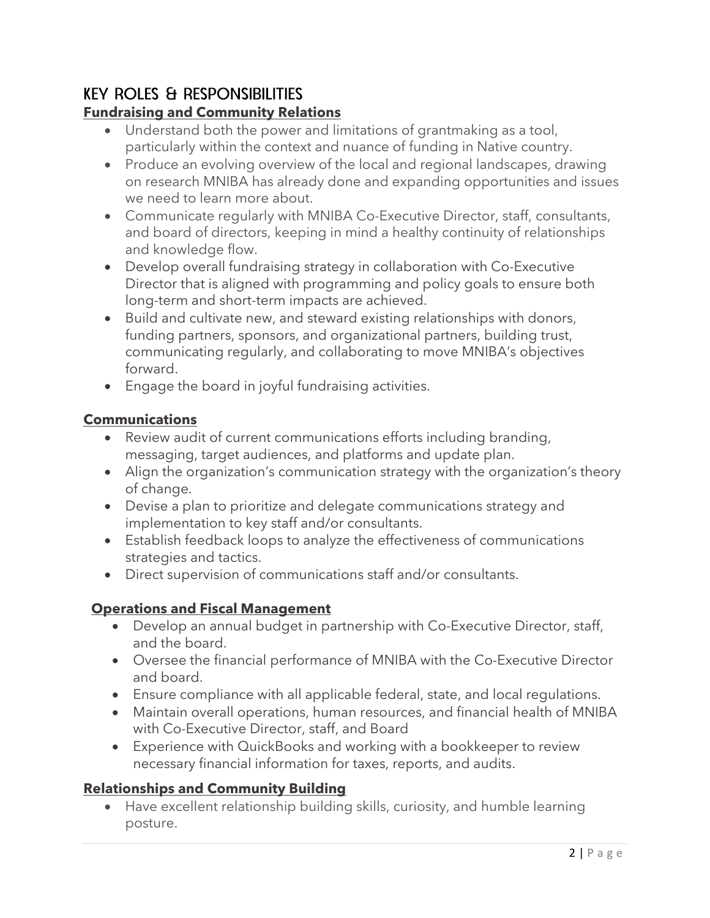## KEY ROLES & RESPONSIBILITIES

**Fundraising and Community Relations**

- Understand both the power and limitations of grantmaking as a tool, particularly within the context and nuance of funding in Native country.
- Produce an evolving overview of the local and regional landscapes, drawing on research MNIBA has already done and expanding opportunities and issues we need to learn more about.
- Communicate regularly with MNIBA Co-Executive Director, staff, consultants, and board of directors, keeping in mind a healthy continuity of relationships and knowledge flow.
- Develop overall fundraising strategy in collaboration with Co-Executive Director that is aligned with programming and policy goals to ensure both long-term and short-term impacts are achieved.
- Build and cultivate new, and steward existing relationships with donors, funding partners, sponsors, and organizational partners, building trust, communicating regularly, and collaborating to move MNIBA's objectives forward.
- Engage the board in joyful fundraising activities.

**Communications**

- Review audit of current communications efforts including branding, messaging, target audiences, and platforms and update plan.
- Align the organization's communication strategy with the organization's theory of change.
- Devise a plan to prioritize and delegate communications strategy and implementation to key staff and/or consultants.
- Establish feedback loops to analyze the effectiveness of communications strategies and tactics.
- Direct supervision of communications staff and/or consultants.

**Operations and Fiscal Management**

- Develop an annual budget in partnership with Co-Executive Director, staff, and the board.
- Oversee the financial performance of MNIBA with the Co-Executive Director and board.
- Ensure compliance with all applicable federal, state, and local regulations.
- Maintain overall operations, human resources, and financial health of MNIBA with Co-Executive Director, staff, and Board
- Experience with QuickBooks and working with a bookkeeper to review necessary financial information for taxes, reports, and audits.

**Relationships and Community Building**

- Have excellent relationship building skills, curiosity, and humble learning posture.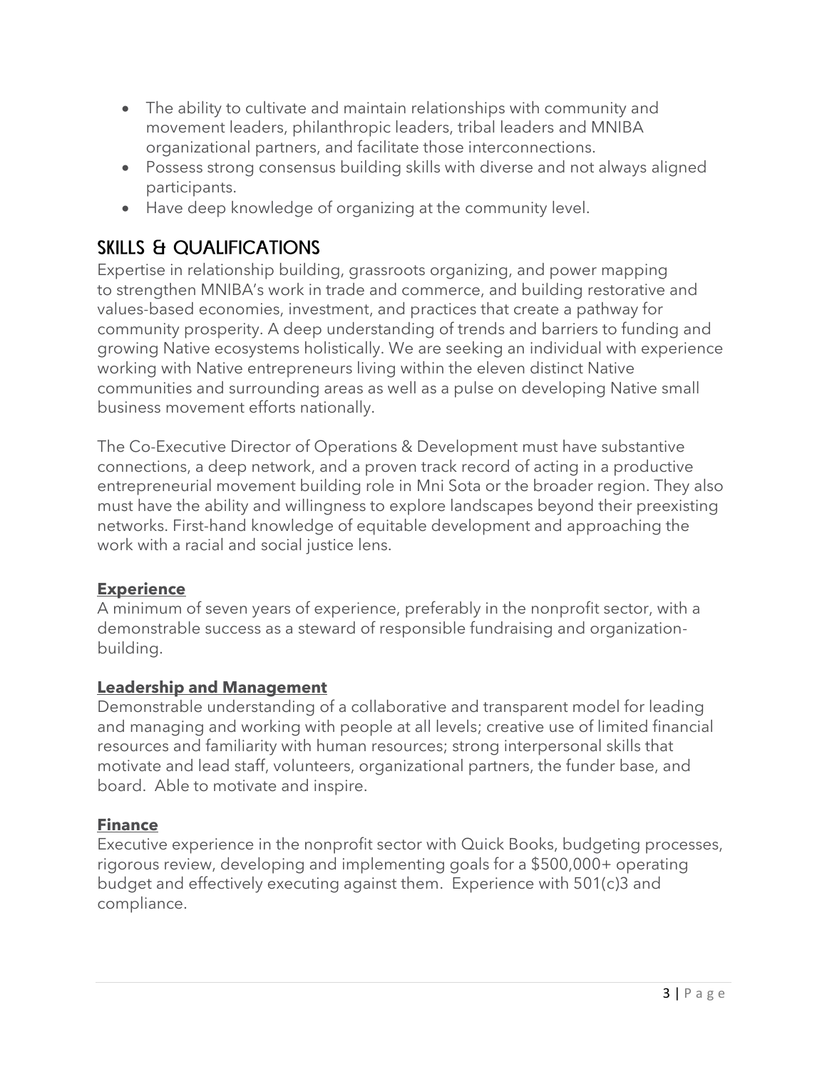- The ability to cultivate and maintain relationships with community and movement leaders, philanthropic leaders, tribal leaders and MNIBA organizational partners, and facilitate those interconnections.
- Possess strong consensus building skills with diverse and not always aligned participants.
- Have deep knowledge of organizing at the community level.

## SKILLS & QUALIFICATIONS

Expertise in relationship building, grassroots organizing, and power mapping to strengthen MNIBA's work in trade and commerce, and building restorative and values-based economies, investment, and practices that create a pathway for community prosperity. A deep understanding of trends and barriers to funding and growing Native ecosystems holistically. We are seeking an individual with experience working with Native entrepreneurs living within the eleven distinct Native communities and surrounding areas as well as a pulse on developing Native small business movement efforts nationally.

The Co-Executive Director of Operations & Development must have substantive connections, a deep network, and a proven track record of acting in a productive entrepreneurial movement building role in Mni Sota or the broader region. They also must have the ability and willingness to explore landscapes beyond their preexisting networks. First-hand knowledge of equitable development and approaching the work with a racial and social justice lens.

### Experience

A minimum of seven years of experience, preferably in the nonprofit sector, with a demonstrable success as a steward of responsible fundraising and organization-building.

### Leadership and Management

Demonstrable understanding of a collaborative and transparent model for leading and managing and working with people at all levels; creative use of limited financial resources and familiarity with human resources; strong interpersonal skills that motivate and lead staff, volunteers, organizational partners, the funder base, and board. Able to motivate and inspire.

### Finance

Executive experience in the nonprofit sector with Quick Books, budgeting processes, rigorous review, developing and implementing goals for a $500,000+ operating budget and effectively executing against them. Experience with 501(c)3 and compliance.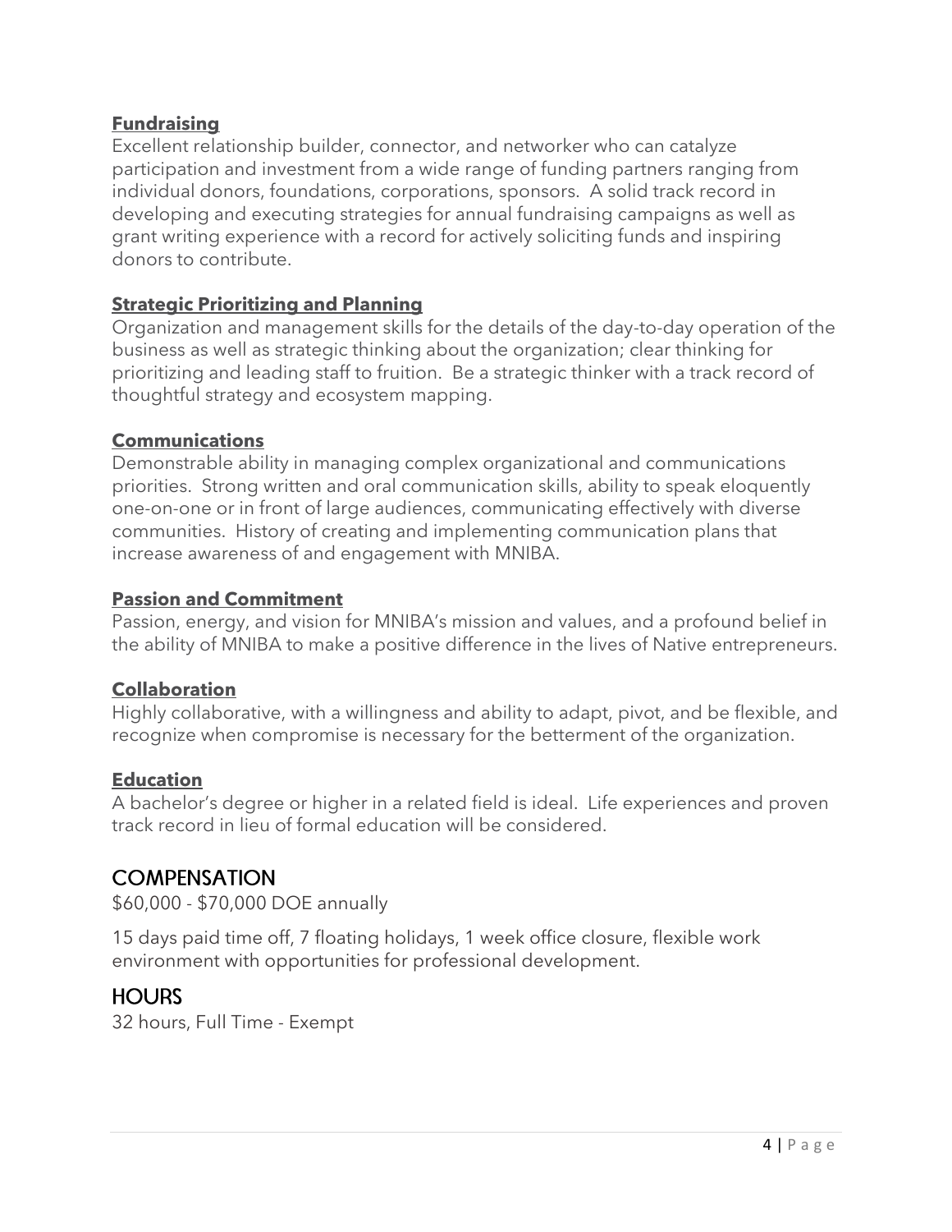**Fundraising**

Excellent relationship builder, connector, and networker who can catalyze participation and investment from a wide range of funding partners ranging from individual donors, foundations, corporations, sponsors. A solid track record in developing and executing strategies for annual fundraising campaigns as well as grant writing experience with a record for actively soliciting funds and inspiring donors to contribute.

**Strategic Prioritizing and Planning**

Organization and management skills for the details of the day-to-day operation of the business as well as strategic thinking about the organization; clear thinking for prioritizing and leading staff to fruition. Be a strategic thinker with a track record of thoughtful strategy and ecosystem mapping.

**Communications**

Demonstrable ability in managing complex organizational and communications priorities. Strong written and oral communication skills, ability to speak eloquently one-on-one or in front of large audiences, communicating effectively with diverse communities. History of creating and implementing communication plans that increase awareness of and engagement with MNIBA.

**Passion and Commitment**

Passion, energy, and vision for MNIBA's mission and values, and a profound belief in the ability of MNIBA to make a positive difference in the lives of Native entrepreneurs.

**Collaboration**

Highly collaborative, with a willingness and ability to adapt, pivot, and be flexible, and recognize when compromise is necessary for the betterment of the organization.

**Education**

A bachelor's degree or higher in a related field is ideal. Life experiences and proven track record in lieu of formal education will be considered.

## COMPENSATION

$60,000 - $70,000 DOE annually

15 days paid time off, 7 floating holidays, 1 week office closure, flexible work environment with opportunities for professional development.

## HOURS

32 hours, Full Time - Exempt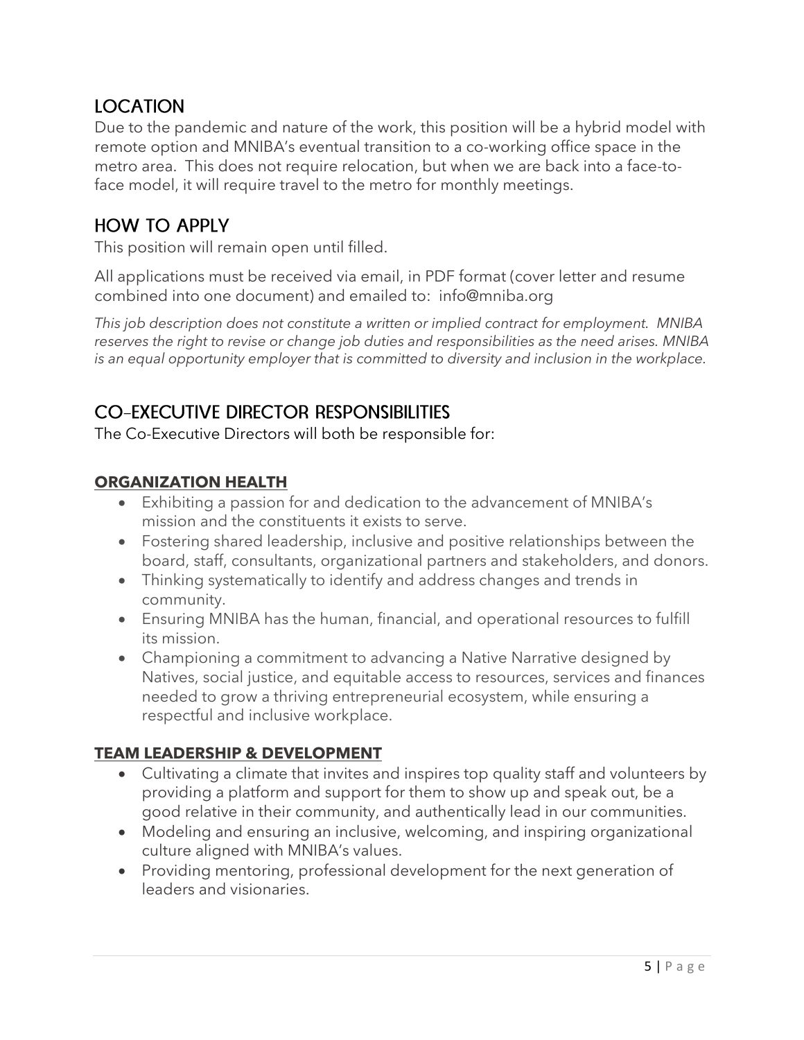## LOCATION

Due to the pandemic and nature of the work, this position will be a hybrid model with remote option and MNIBA's eventual transition to a co-working office space in the metro area. This does not require relocation, but when we are back into a face-to-face model, it will require travel to the metro for monthly meetings.

## HOW TO APPLY

This position will remain open until filled.

All applications must be received via email, in PDF format (cover letter and resume combined into one document) and emailed to: info@mniba.org

*This job description does not constitute a written or implied contract for employment. MNIBA reserves the right to revise or change job duties and responsibilities as the need arises. MNIBA is an equal opportunity employer that is committed to diversity and inclusion in the workplace.*

## CO-EXECUTIVE DIRECTOR RESPONSIBILITIES

The Co-Executive Directors will both be responsible for:

### ORGANIZATION HEALTH

- Exhibiting a passion for and dedication to the advancement of MNIBA's mission and the constituents it exists to serve.
- Fostering shared leadership, inclusive and positive relationships between the board, staff, consultants, organizational partners and stakeholders, and donors.
- Thinking systematically to identify and address changes and trends in community.
- Ensuring MNIBA has the human, financial, and operational resources to fulfill its mission.
- Championing a commitment to advancing a Native Narrative designed by Natives, social justice, and equitable access to resources, services and finances needed to grow a thriving entrepreneurial ecosystem, while ensuring a respectful and inclusive workplace.

### TEAM LEADERSHIP & DEVELOPMENT

- Cultivating a climate that invites and inspires top quality staff and volunteers by providing a platform and support for them to show up and speak out, be a good relative in their community, and authentically lead in our communities.
- Modeling and ensuring an inclusive, welcoming, and inspiring organizational culture aligned with MNIBA's values.
- Providing mentoring, professional development for the next generation of leaders and visionaries.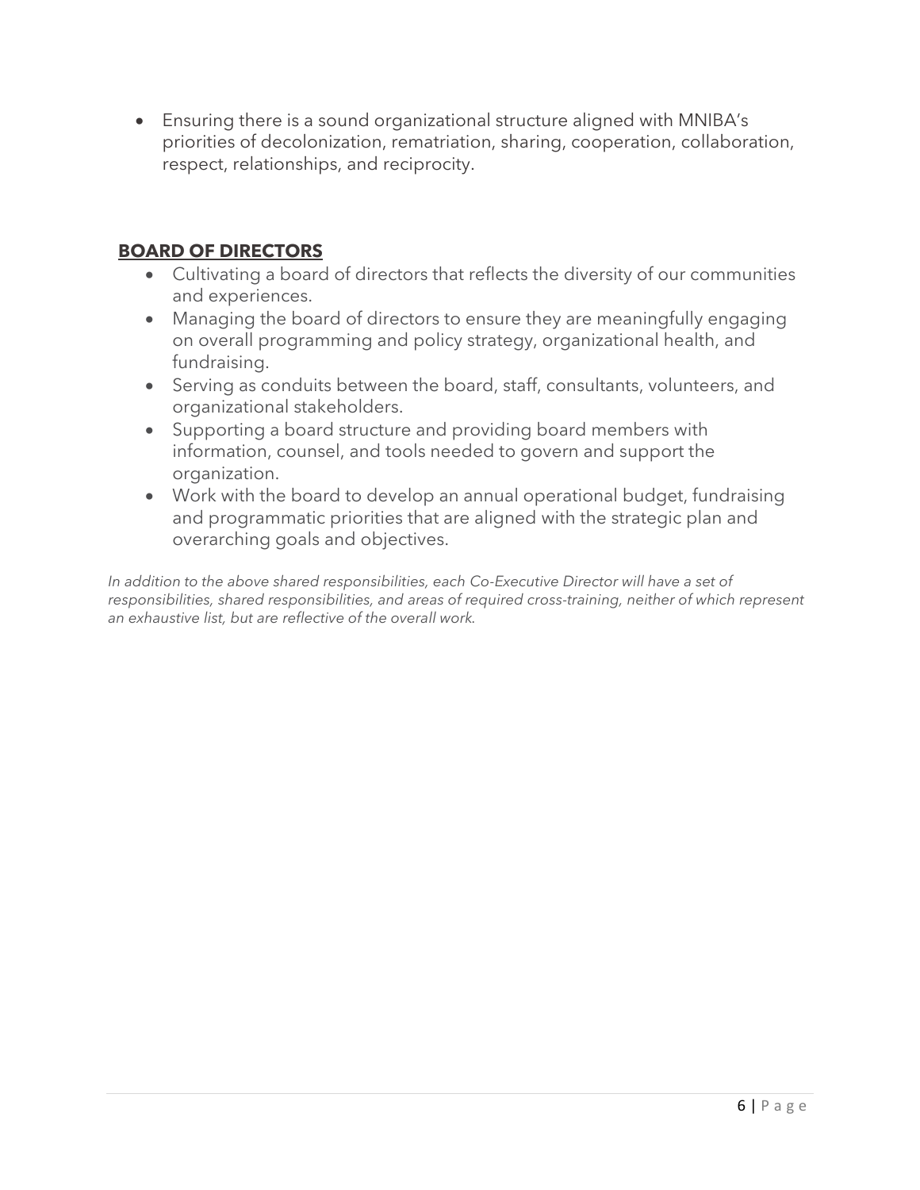- Ensuring there is a sound organizational structure aligned with MNIBA's priorities of decolonization, rematriation, sharing, cooperation, collaboration, respect, relationships, and reciprocity.

## BOARD OF DIRECTORS

- Cultivating a board of directors that reflects the diversity of our communities and experiences.
- Managing the board of directors to ensure they are meaningfully engaging on overall programming and policy strategy, organizational health, and fundraising.
- Serving as conduits between the board, staff, consultants, volunteers, and organizational stakeholders.
- Supporting a board structure and providing board members with information, counsel, and tools needed to govern and support the organization.
- Work with the board to develop an annual operational budget, fundraising and programmatic priorities that are aligned with the strategic plan and overarching goals and objectives.

*In addition to the above shared responsibilities, each Co-Executive Director will have a set of responsibilities, shared responsibilities, and areas of required cross-training, neither of which represent an exhaustive list, but are reflective of the overall work.*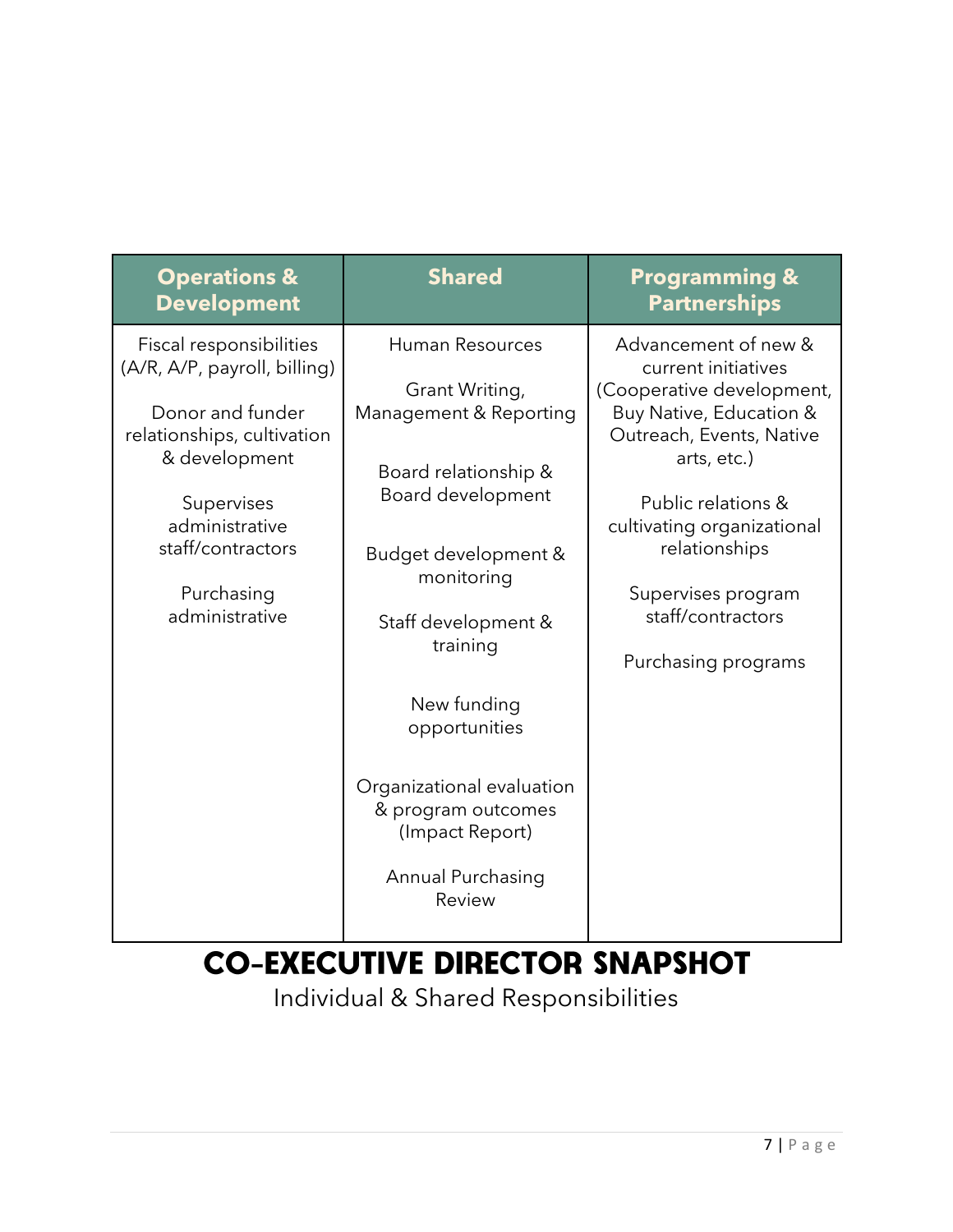| Operations & Development | Shared | Programming & Partnerships |
|---|---|---|
| Fiscal responsibilities (A/R, A/P, payroll, billing) | Human Resources | Advancement of new & current initiatives (Cooperative development, Buy Native, Education & Outreach, Events, Native arts, etc.) |
| Donor and funder relationships, cultivation & development | Grant Writing, Management & Reporting | Public relations & cultivating organizational relationships |
| Supervises administrative staff/contractors | Board relationship & Board development | Supervises program staff/contractors |
| Purchasing administrative | Budget development & monitoring | Purchasing programs |
| | Staff development & training | |
| | New funding opportunities | |
| | Organizational evaluation & program outcomes (Impact Report) | |
| | Annual Purchasing Review | |

# CO-EXECUTIVE DIRECTOR SNAPSHOT

Individual & Shared Responsibilities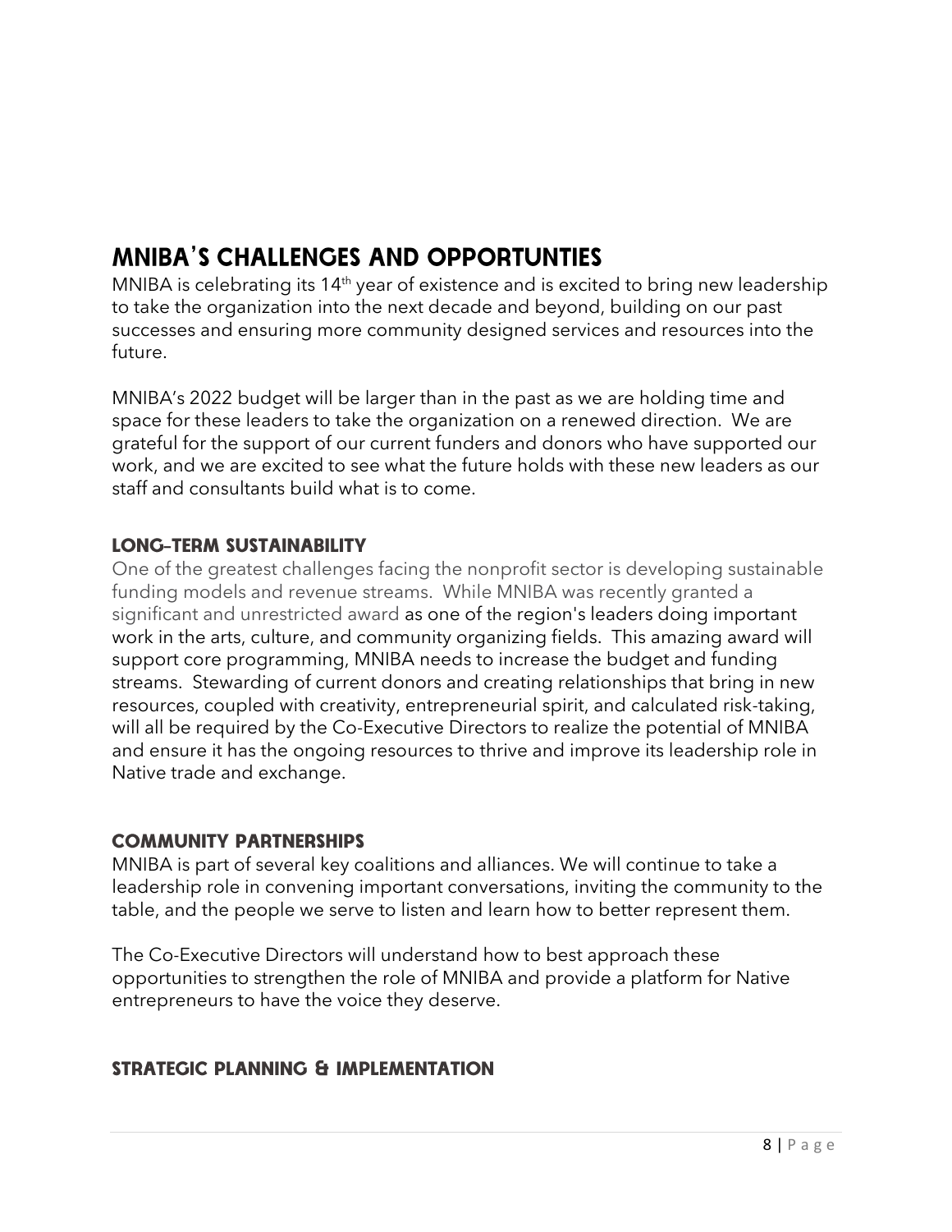## MNIBA'S CHALLENGES AND OPPORTUNTIES

MNIBA is celebrating its 14th year of existence and is excited to bring new leadership to take the organization into the next decade and beyond, building on our past successes and ensuring more community designed services and resources into the future.

MNIBA's 2022 budget will be larger than in the past as we are holding time and space for these leaders to take the organization on a renewed direction. We are grateful for the support of our current funders and donors who have supported our work, and we are excited to see what the future holds with these new leaders as our staff and consultants build what is to come.

### LONG-TERM SUSTAINABILITY

One of the greatest challenges facing the nonprofit sector is developing sustainable funding models and revenue streams. While MNIBA was recently granted a significant and unrestricted award as one of the region's leaders doing important work in the arts, culture, and community organizing fields. This amazing award will support core programming, MNIBA needs to increase the budget and funding streams. Stewarding of current donors and creating relationships that bring in new resources, coupled with creativity, entrepreneurial spirit, and calculated risk-taking, will all be required by the Co-Executive Directors to realize the potential of MNIBA and ensure it has the ongoing resources to thrive and improve its leadership role in Native trade and exchange.

### COMMUNITY PARTNERSHIPS

MNIBA is part of several key coalitions and alliances. We will continue to take a leadership role in convening important conversations, inviting the community to the table, and the people we serve to listen and learn how to better represent them.

The Co-Executive Directors will understand how to best approach these opportunities to strengthen the role of MNIBA and provide a platform for Native entrepreneurs to have the voice they deserve.

### STRATEGIC PLANNING & IMPLEMENTATION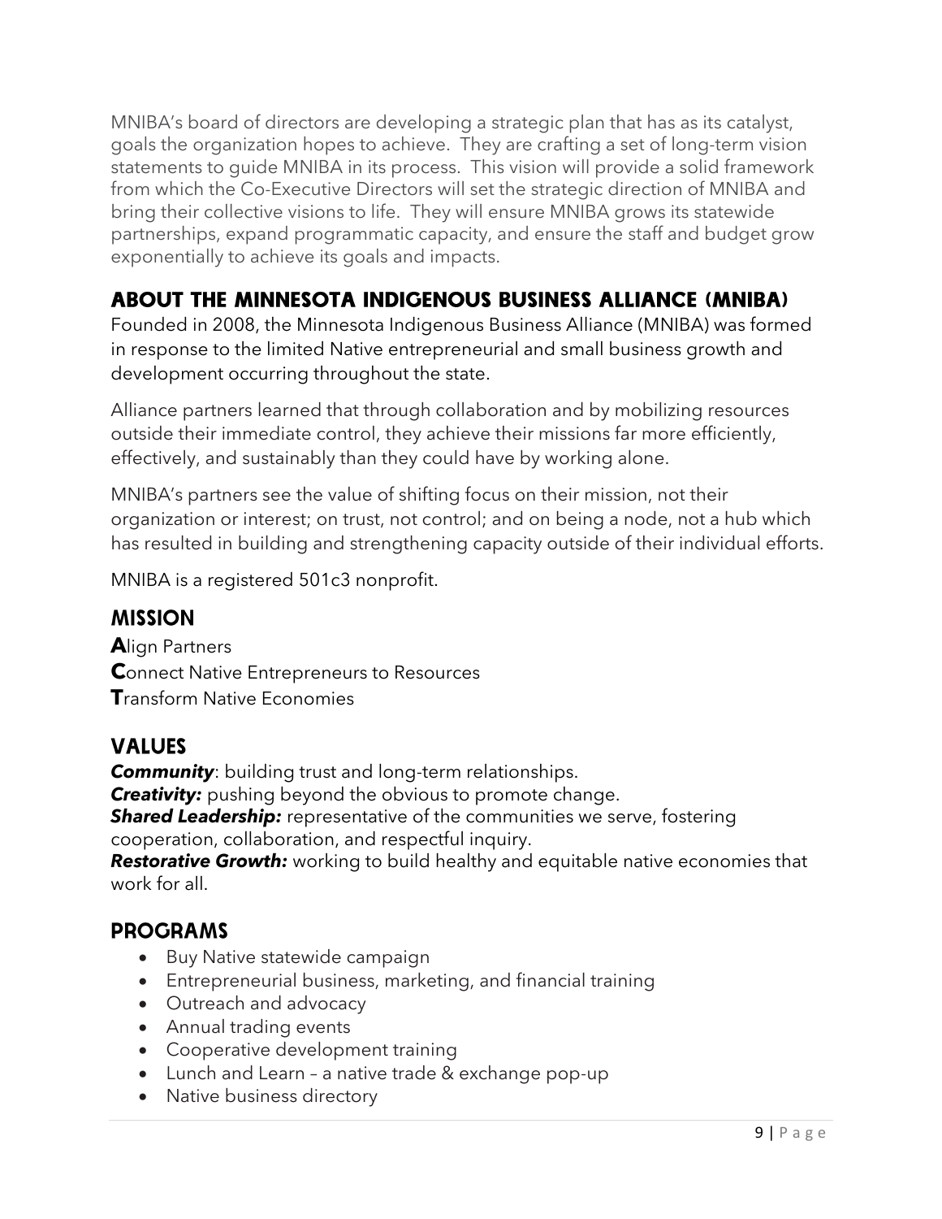MNIBA's board of directors are developing a strategic plan that has as its catalyst, goals the organization hopes to achieve. They are crafting a set of long-term vision statements to guide MNIBA in its process. This vision will provide a solid framework from which the Co-Executive Directors will set the strategic direction of MNIBA and bring their collective visions to life. They will ensure MNIBA grows its statewide partnerships, expand programmatic capacity, and ensure the staff and budget grow exponentially to achieve its goals and impacts.

## ABOUT THE MINNESOTA INDIGENOUS BUSINESS ALLIANCE (MNIBA)

Founded in 2008, the Minnesota Indigenous Business Alliance (MNIBA) was formed in response to the limited Native entrepreneurial and small business growth and development occurring throughout the state.

Alliance partners learned that through collaboration and by mobilizing resources outside their immediate control, they achieve their missions far more efficiently, effectively, and sustainably than they could have by working alone.

MNIBA's partners see the value of shifting focus on their mission, not their organization or interest; on trust, not control; and on being a node, not a hub which has resulted in building and strengthening capacity outside of their individual efforts.

MNIBA is a registered 501c3 nonprofit.

## MISSION

**A**lign Partners
**C**onnect Native Entrepreneurs to Resources
**T**ransform Native Economies

## VALUES

***Community***: building trust and long-term relationships.
***Creativity:*** pushing beyond the obvious to promote change.
***Shared Leadership:*** representative of the communities we serve, fostering cooperation, collaboration, and respectful inquiry.
***Restorative Growth:*** working to build healthy and equitable native economies that work for all.

## PROGRAMS

- Buy Native statewide campaign
- Entrepreneurial business, marketing, and financial training
- Outreach and advocacy
- Annual trading events
- Cooperative development training
- Lunch and Learn – a native trade & exchange pop-up
- Native business directory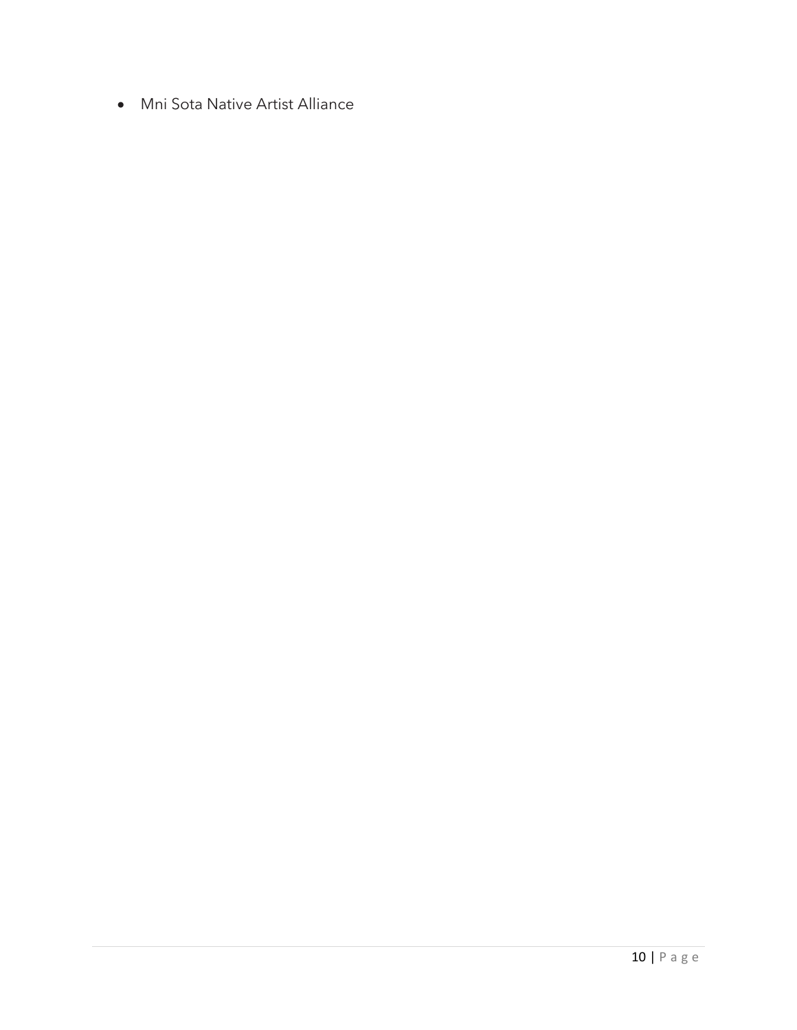- Mni Sota Native Artist Alliance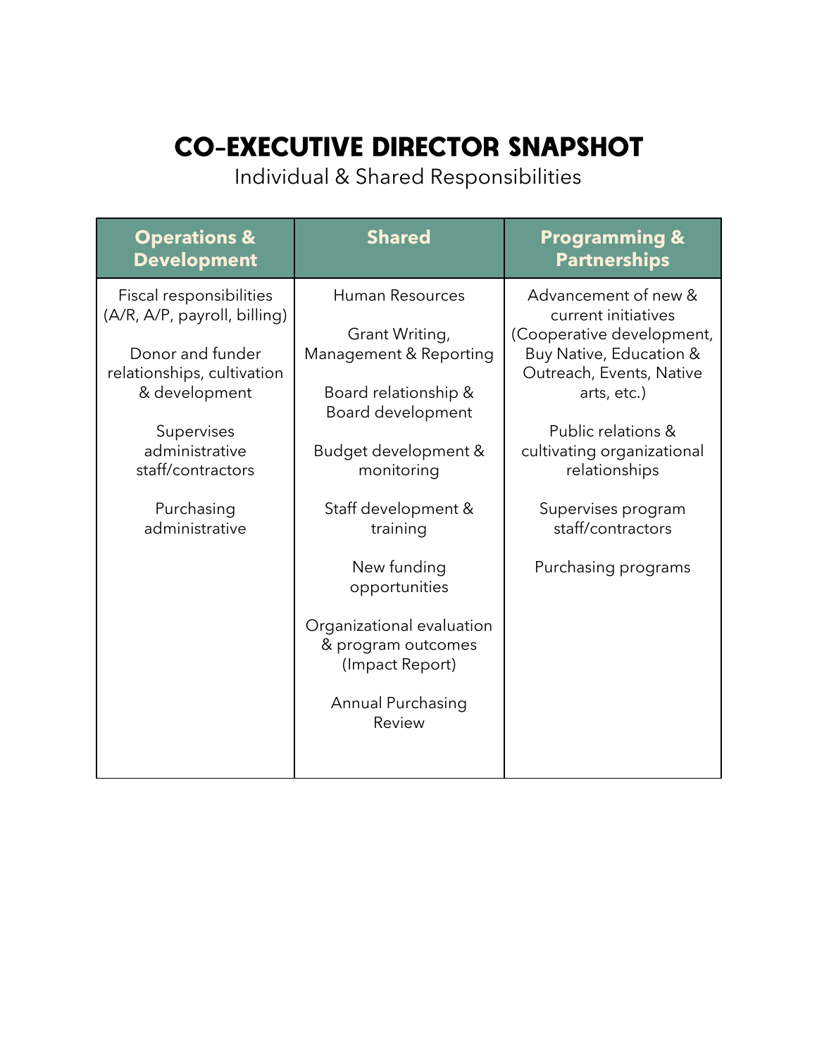# CO-EXECUTIVE DIRECTOR SNAPSHOT

Individual & Shared Responsibilities

| Operations & Development | Shared | Programming & Partnerships |
|---|---|---|
| Fiscal responsibilities (A/R, A/P, payroll, billing) | Human Resources | Advancement of new & current initiatives (Cooperative development, Buy Native, Education & Outreach, Events, Native arts, etc.) |
| Donor and funder relationships, cultivation & development | Grant Writing, Management & Reporting | Public relations & cultivating organizational relationships |
| Supervises administrative staff/contractors | Board relationship & Board development | Supervises program staff/contractors |
| Purchasing administrative | Budget development & monitoring | Purchasing programs |
| | Staff development & training | |
| | New funding opportunities | |
| | Organizational evaluation & program outcomes (Impact Report) | |
| | Annual Purchasing Review | |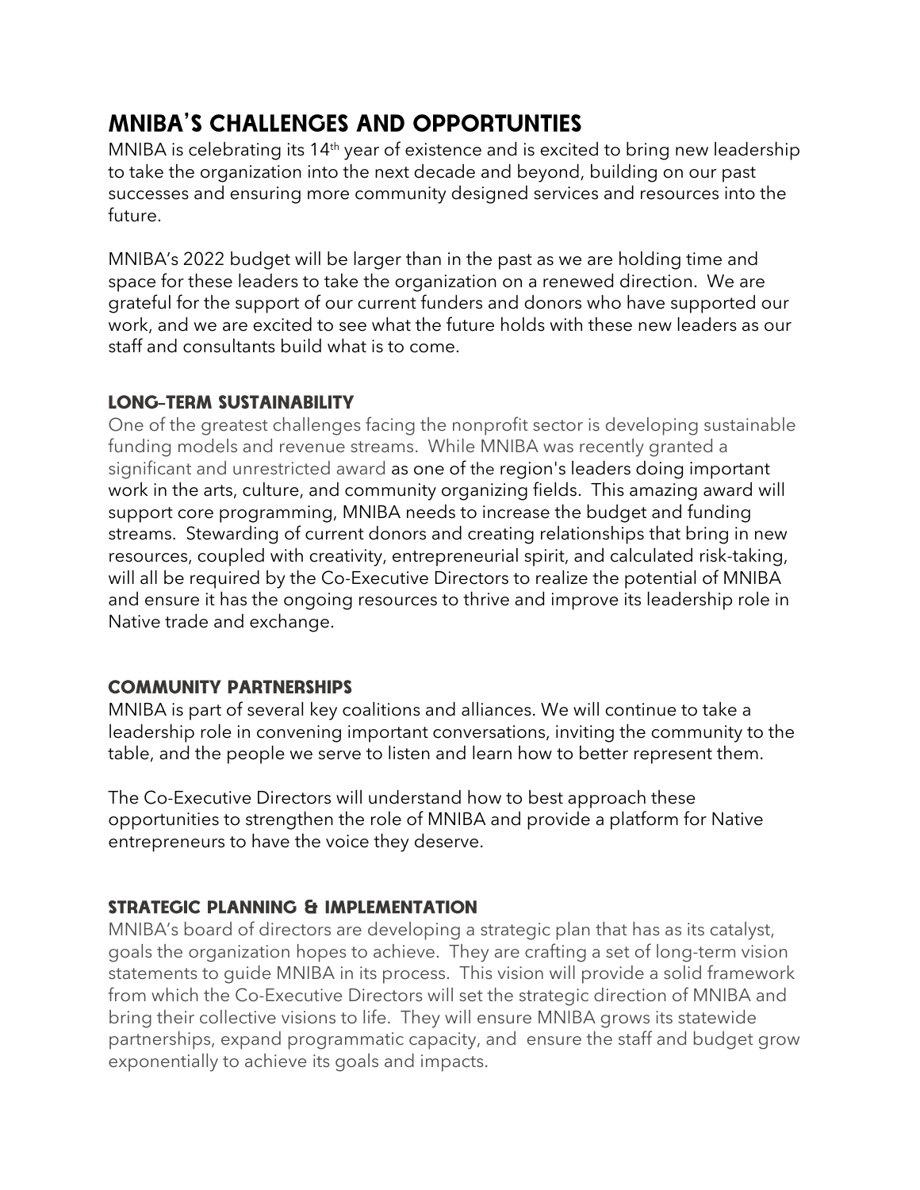# MNIBA'S CHALLENGES AND OPPORTUNTIES

MNIBA is celebrating its 14th year of existence and is excited to bring new leadership to take the organization into the next decade and beyond, building on our past successes and ensuring more community designed services and resources into the future.

MNIBA's 2022 budget will be larger than in the past as we are holding time and space for these leaders to take the organization on a renewed direction. We are grateful for the support of our current funders and donors who have supported our work, and we are excited to see what the future holds with these new leaders as our staff and consultants build what is to come.

## LONG-TERM SUSTAINABILITY

One of the greatest challenges facing the nonprofit sector is developing sustainable funding models and revenue streams. While MNIBA was recently granted a significant and unrestricted award as one of the region's leaders doing important work in the arts, culture, and community organizing fields. This amazing award will support core programming, MNIBA needs to increase the budget and funding streams. Stewarding of current donors and creating relationships that bring in new resources, coupled with creativity, entrepreneurial spirit, and calculated risk-taking, will all be required by the Co-Executive Directors to realize the potential of MNIBA and ensure it has the ongoing resources to thrive and improve its leadership role in Native trade and exchange.

## COMMUNITY PARTNERSHIPS

MNIBA is part of several key coalitions and alliances. We will continue to take a leadership role in convening important conversations, inviting the community to the table, and the people we serve to listen and learn how to better represent them.

The Co-Executive Directors will understand how to best approach these opportunities to strengthen the role of MNIBA and provide a platform for Native entrepreneurs to have the voice they deserve.

## STRATEGIC PLANNING & IMPLEMENTATION

MNIBA's board of directors are developing a strategic plan that has as its catalyst, goals the organization hopes to achieve. They are crafting a set of long-term vision statements to guide MNIBA in its process. This vision will provide a solid framework from which the Co-Executive Directors will set the strategic direction of MNIBA and bring their collective visions to life. They will ensure MNIBA grows its statewide partnerships, expand programmatic capacity, and ensure the staff and budget grow exponentially to achieve its goals and impacts.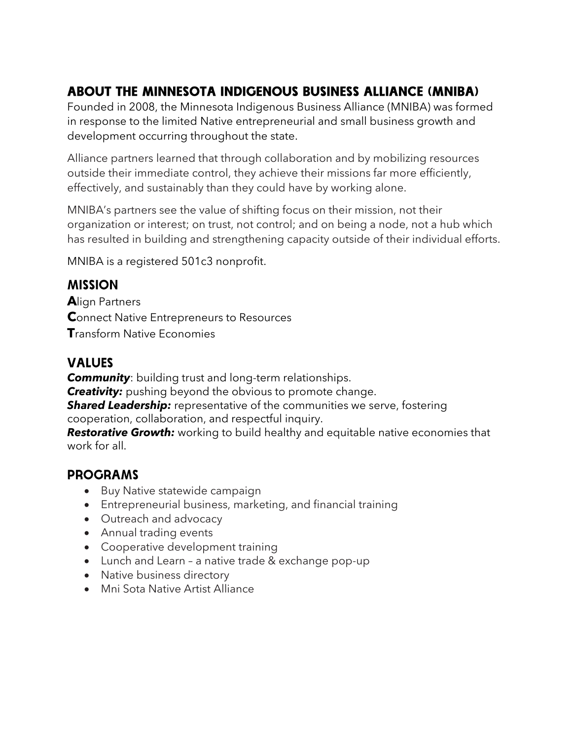## ABOUT THE MINNESOTA INDIGENOUS BUSINESS ALLIANCE (MNIBA)

Founded in 2008, the Minnesota Indigenous Business Alliance (MNIBA) was formed in response to the limited Native entrepreneurial and small business growth and development occurring throughout the state.

Alliance partners learned that through collaboration and by mobilizing resources outside their immediate control, they achieve their missions far more efficiently, effectively, and sustainably than they could have by working alone.

MNIBA's partners see the value of shifting focus on their mission, not their organization or interest; on trust, not control; and on being a node, not a hub which has resulted in building and strengthening capacity outside of their individual efforts.

MNIBA is a registered 501c3 nonprofit.

## MISSION

**A**lign Partners
**C**onnect Native Entrepreneurs to Resources
**T**ransform Native Economies

## VALUES

***Community***: building trust and long-term relationships.
***Creativity:*** pushing beyond the obvious to promote change.
***Shared Leadership:*** representative of the communities we serve, fostering cooperation, collaboration, and respectful inquiry.
***Restorative Growth:*** working to build healthy and equitable native economies that work for all.

## PROGRAMS

- Buy Native statewide campaign
- Entrepreneurial business, marketing, and financial training
- Outreach and advocacy
- Annual trading events
- Cooperative development training
- Lunch and Learn – a native trade & exchange pop-up
- Native business directory
- Mni Sota Native Artist Alliance